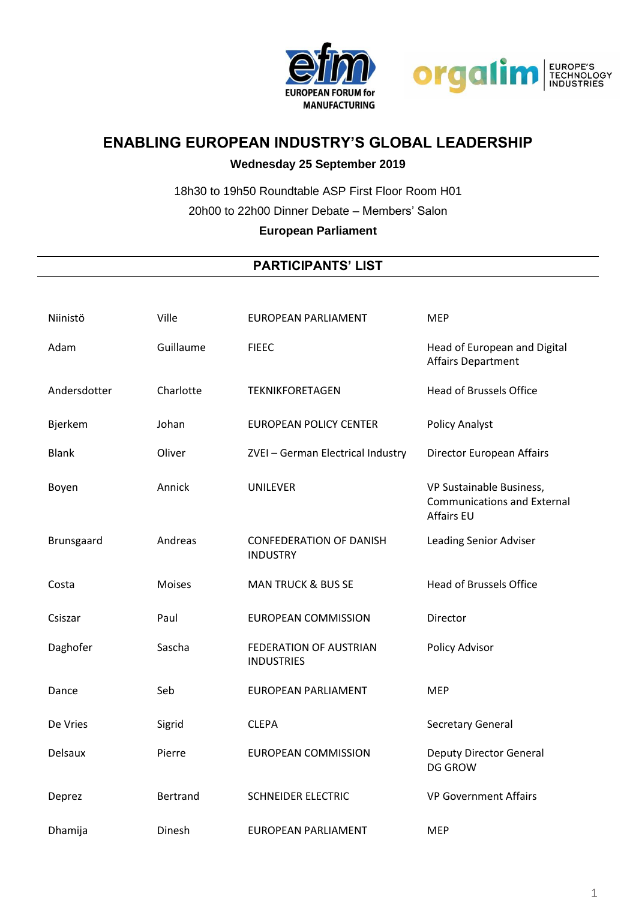# ENABLING EUROPEAN INDUSTRY'S GLOBAL LEADERSHIP

**Wednesday 25 September 2019**

18h30 to 19h50 Roundtable ASP First Floor Room H01

20h00 to 22h00 Dinner Debate – Members' Salon

**European Parliament**

## PARTICIPANTS' LIST

| | | | |
|---|---|---|---|
| Niinistö | Ville | EUROPEAN PARLIAMENT | MEP |
| Adam | Guillaume | FIEEC | Head of European and Digital Affairs Department |
| Andersdotter | Charlotte | TEKNIKFORETAGEN | Head of Brussels Office |
| Bjerkem | Johan | EUROPEAN POLICY CENTER | Policy Analyst |
| Blank | Oliver | ZVEI – German Electrical Industry | Director European Affairs |
| Boyen | Annick | UNILEVER | VP Sustainable Business, Communications and External Affairs EU |
| Brunsgaard | Andreas | CONFEDERATION OF DANISH INDUSTRY | Leading Senior Adviser |
| Costa | Moises | MAN TRUCK & BUS SE | Head of Brussels Office |
| Csiszar | Paul | EUROPEAN COMMISSION | Director |
| Daghofer | Sascha | FEDERATION OF AUSTRIAN INDUSTRIES | Policy Advisor |
| Dance | Seb | EUROPEAN PARLIAMENT | MEP |
| De Vries | Sigrid | CLEPA | Secretary General |
| Delsaux | Pierre | EUROPEAN COMMISSION | Deputy Director General DG GROW |
| Deprez | Bertrand | SCHNEIDER ELECTRIC | VP Government Affairs |
| Dhamija | Dinesh | EUROPEAN PARLIAMENT | MEP |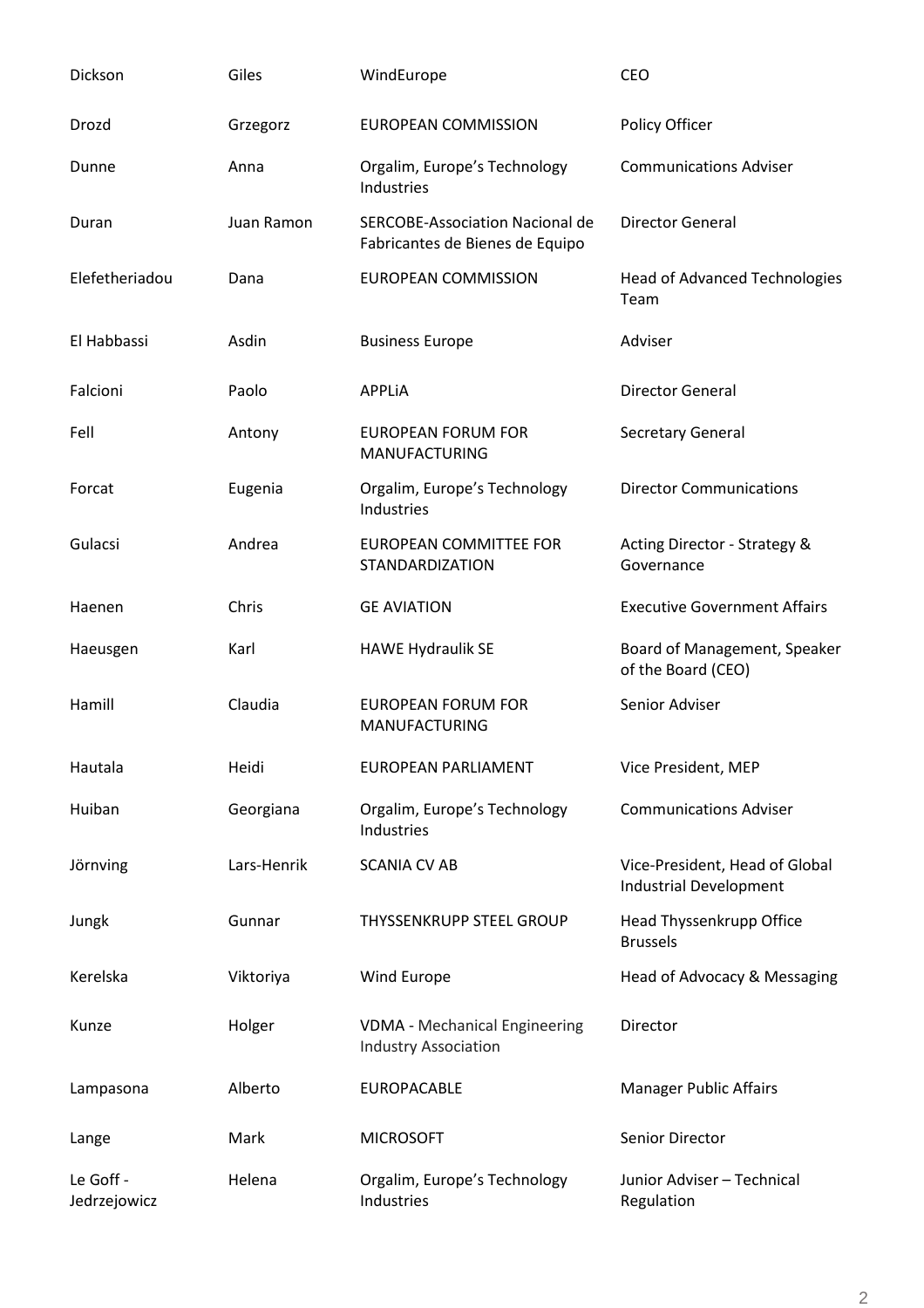| | | | |
|---|---|---|---|
| Dickson | Giles | WindEurope | CEO |
| Drozd | Grzegorz | EUROPEAN COMMISSION | Policy Officer |
| Dunne | Anna | Orgalim, Europe's Technology Industries | Communications Adviser |
| Duran | Juan Ramon | SERCOBE-Association Nacional de Fabricantes de Bienes de Equipo | Director General |
| Elefetheriadou | Dana | EUROPEAN COMMISSION | Head of Advanced Technologies Team |
| El Habbassi | Asdin | Business Europe | Adviser |
| Falcioni | Paolo | APPLiA | Director General |
| Fell | Antony | EUROPEAN FORUM FOR MANUFACTURING | Secretary General |
| Forcat | Eugenia | Orgalim, Europe's Technology Industries | Director Communications |
| Gulacsi | Andrea | EUROPEAN COMMITTEE FOR STANDARDIZATION | Acting Director - Strategy & Governance |
| Haenen | Chris | GE AVIATION | Executive Government Affairs |
| Haeusgen | Karl | HAWE Hydraulik SE | Board of Management, Speaker of the Board (CEO) |
| Hamill | Claudia | EUROPEAN FORUM FOR MANUFACTURING | Senior Adviser |
| Hautala | Heidi | EUROPEAN PARLIAMENT | Vice President, MEP |
| Huiban | Georgiana | Orgalim, Europe's Technology Industries | Communications Adviser |
| Jörnving | Lars-Henrik | SCANIA CV AB | Vice-President, Head of Global Industrial Development |
| Jungk | Gunnar | THYSSENKRUPP STEEL GROUP | Head Thyssenkrupp Office Brussels |
| Kerelska | Viktoriya | Wind Europe | Head of Advocacy & Messaging |
| Kunze | Holger | VDMA - Mechanical Engineering Industry Association | Director |
| Lampasona | Alberto | EUROPACABLE | Manager Public Affairs |
| Lange | Mark | MICROSOFT | Senior Director |
| Le Goff - Jedrzejowicz | Helena | Orgalim, Europe's Technology Industries | Junior Adviser – Technical Regulation |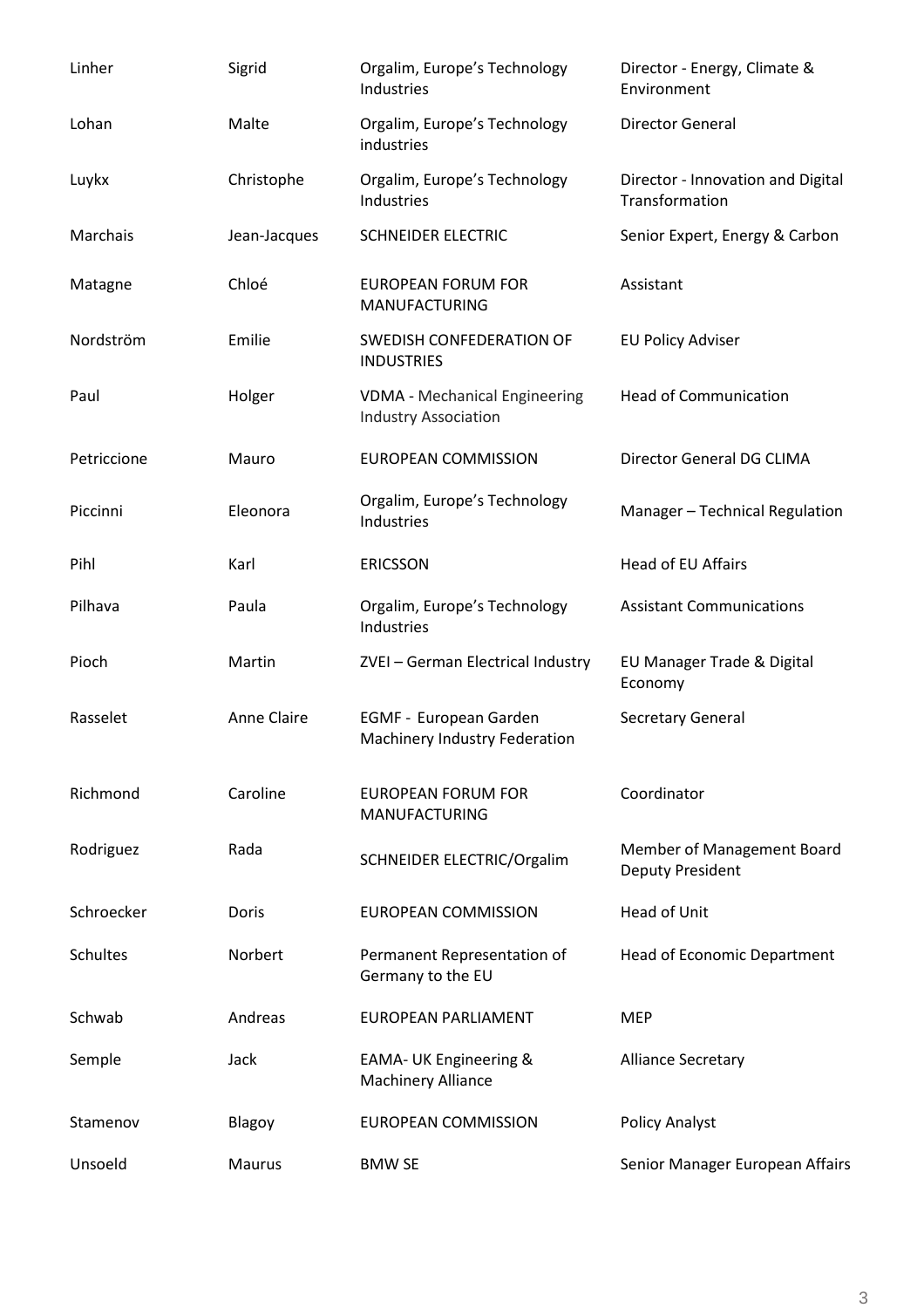| | | | |
|---|---|---|---|
| Linher | Sigrid | Orgalim, Europe's Technology Industries | Director - Energy, Climate & Environment |
| Lohan | Malte | Orgalim, Europe's Technology industries | Director General |
| Luykx | Christophe | Orgalim, Europe's Technology Industries | Director - Innovation and Digital Transformation |
| Marchais | Jean-Jacques | SCHNEIDER ELECTRIC | Senior Expert, Energy & Carbon |
| Matagne | Chloé | EUROPEAN FORUM FOR MANUFACTURING | Assistant |
| Nordström | Emilie | SWEDISH CONFEDERATION OF INDUSTRIES | EU Policy Adviser |
| Paul | Holger | VDMA - Mechanical Engineering Industry Association | Head of Communication |
| Petriccione | Mauro | EUROPEAN COMMISSION | Director General DG CLIMA |
| Piccinni | Eleonora | Orgalim, Europe's Technology Industries | Manager – Technical Regulation |
| Pihl | Karl | ERICSSON | Head of EU Affairs |
| Pilhava | Paula | Orgalim, Europe's Technology Industries | Assistant Communications |
| Pioch | Martin | ZVEI – German Electrical Industry | EU Manager Trade & Digital Economy |
| Rasselet | Anne Claire | EGMF - European Garden Machinery Industry Federation | Secretary General |
| Richmond | Caroline | EUROPEAN FORUM FOR MANUFACTURING | Coordinator |
| Rodriguez | Rada | SCHNEIDER ELECTRIC/Orgalim | Member of Management Board Deputy President |
| Schroecker | Doris | EUROPEAN COMMISSION | Head of Unit |
| Schultes | Norbert | Permanent Representation of Germany to the EU | Head of Economic Department |
| Schwab | Andreas | EUROPEAN PARLIAMENT | MEP |
| Semple | Jack | EAMA- UK Engineering & Machinery Alliance | Alliance Secretary |
| Stamenov | Blagoy | EUROPEAN COMMISSION | Policy Analyst |
| Unsoeld | Maurus | BMW SE | Senior Manager European Affairs |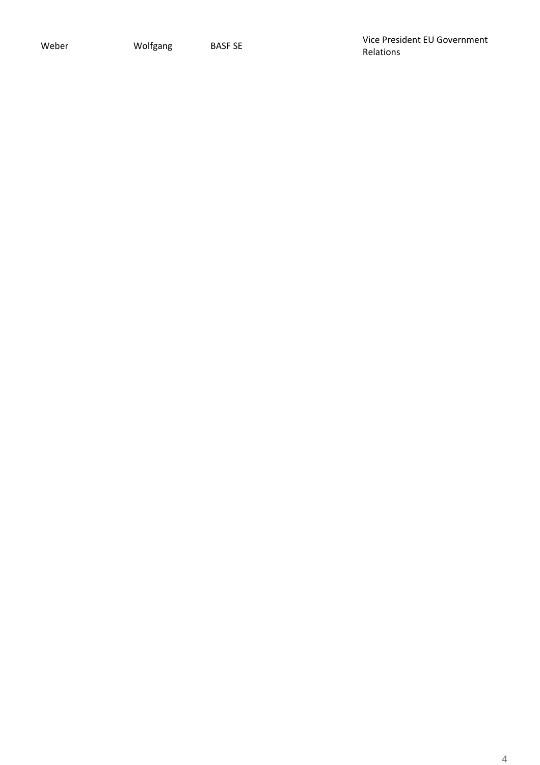| | | | |
|---|---|---|---|
| Weber | Wolfgang | BASF SE | Vice President EU Government Relations |